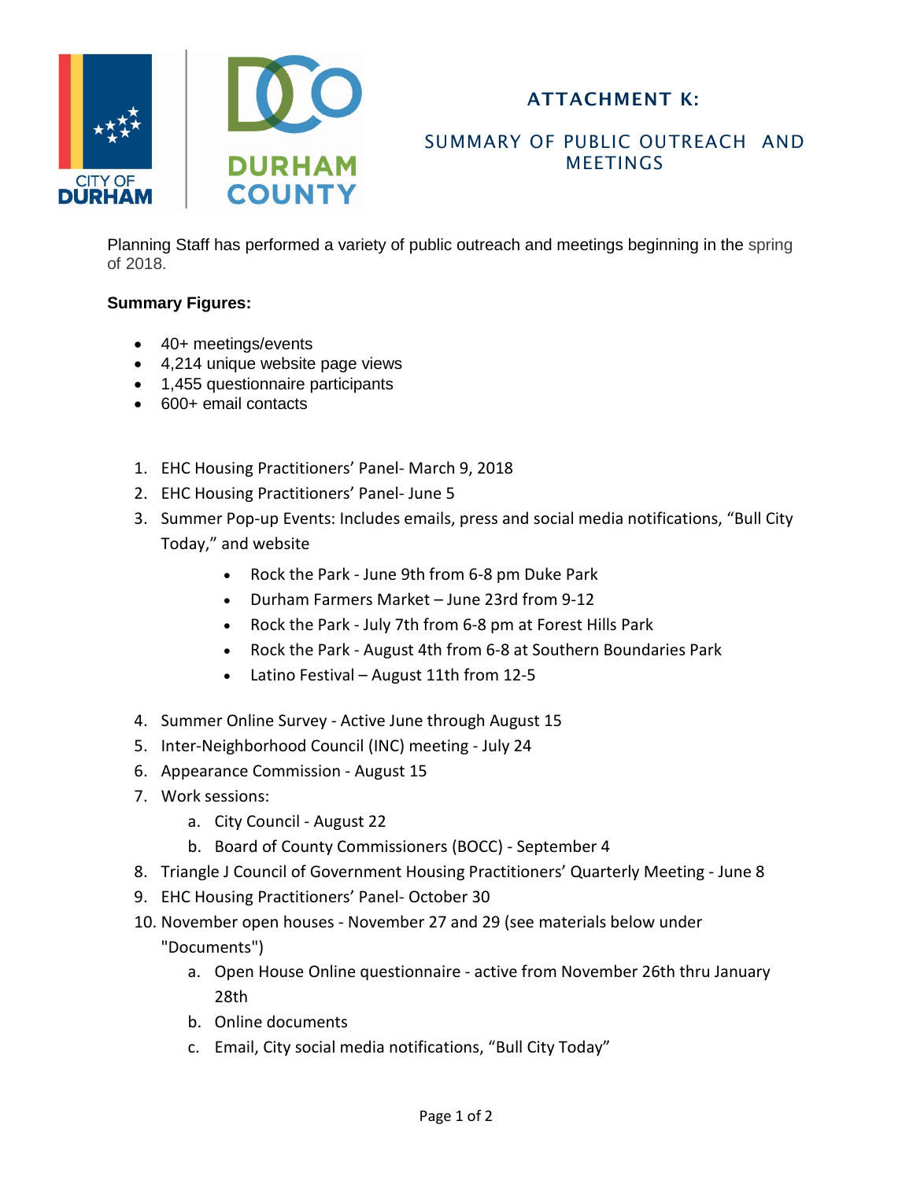# ATTACHMENT K:

## SUMMARY OF PUBLIC OUTREACH AND MEETINGS

Planning Staff has performed a variety of public outreach and meetings beginning in the spring of 2018.

**Summary Figures:**

- 40+ meetings/events
- 4,214 unique website page views
- 1,455 questionnaire participants
- 600+ email contacts

1. EHC Housing Practitioners' Panel- March 9, 2018
2. EHC Housing Practitioners' Panel- June 5
3. Summer Pop-up Events: Includes emails, press and social media notifications, "Bull City Today," and website
    - Rock the Park - June 9th from 6-8 pm Duke Park
    - Durham Farmers Market – June 23rd from 9-12
    - Rock the Park - July 7th from 6-8 pm at Forest Hills Park
    - Rock the Park - August 4th from 6-8 at Southern Boundaries Park
    - Latino Festival – August 11th from 12-5
4. Summer Online Survey - Active June through August 15
5. Inter-Neighborhood Council (INC) meeting - July 24
6. Appearance Commission - August 15
7. Work sessions:
    a. City Council - August 22
    b. Board of County Commissioners (BOCC) - September 4
8. Triangle J Council of Government Housing Practitioners' Quarterly Meeting - June 8
9. EHC Housing Practitioners' Panel- October 30
10. November open houses - November 27 and 29 (see materials below under "Documents")
    a. Open House Online questionnaire - active from November 26th thru January 28th
    b. Online documents
    c. Email, City social media notifications, "Bull City Today"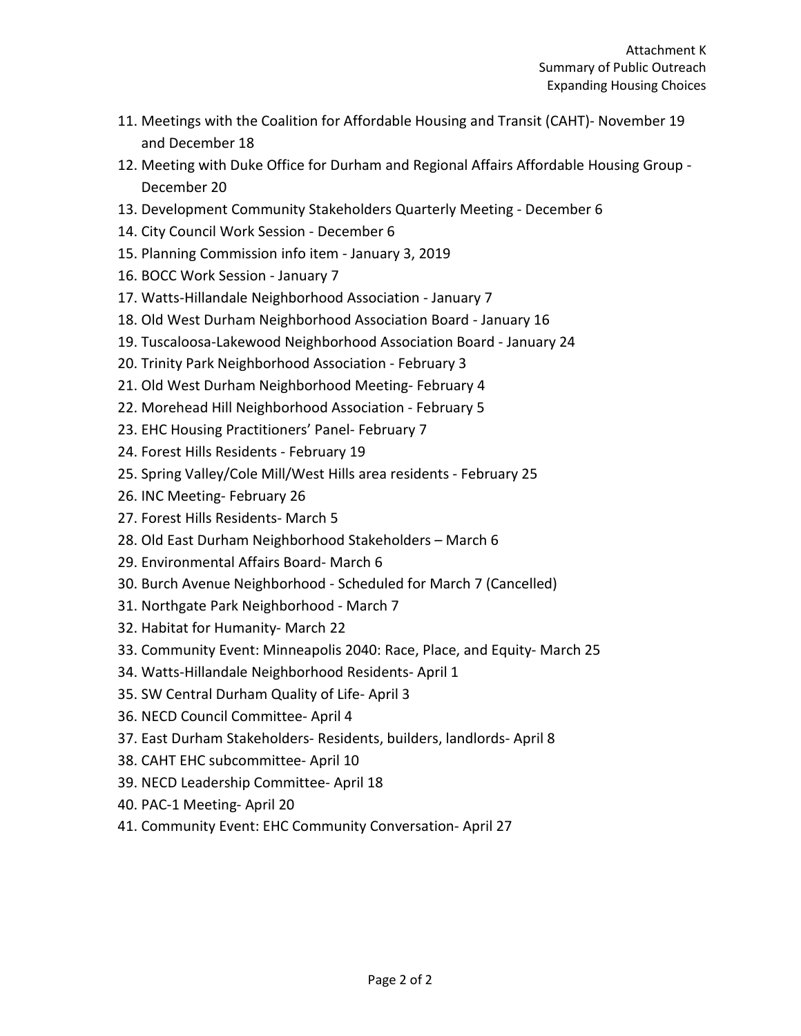Attachment K
Summary of Public Outreach
Expanding Housing Choices

11. Meetings with the Coalition for Affordable Housing and Transit (CAHT)- November 19 and December 18
12. Meeting with Duke Office for Durham and Regional Affairs Affordable Housing Group - December 20
13. Development Community Stakeholders Quarterly Meeting - December 6
14. City Council Work Session - December 6
15. Planning Commission info item - January 3, 2019
16. BOCC Work Session - January 7
17. Watts-Hillandale Neighborhood Association - January 7
18. Old West Durham Neighborhood Association Board - January 16
19. Tuscaloosa-Lakewood Neighborhood Association Board - January 24
20. Trinity Park Neighborhood Association - February 3
21. Old West Durham Neighborhood Meeting- February 4
22. Morehead Hill Neighborhood Association - February 5
23. EHC Housing Practitioners' Panel- February 7
24. Forest Hills Residents - February 19
25. Spring Valley/Cole Mill/West Hills area residents - February 25
26. INC Meeting- February 26
27. Forest Hills Residents- March 5
28. Old East Durham Neighborhood Stakeholders – March 6
29. Environmental Affairs Board- March 6
30. Burch Avenue Neighborhood - Scheduled for March 7 (Cancelled)
31. Northgate Park Neighborhood - March 7
32. Habitat for Humanity- March 22
33. Community Event: Minneapolis 2040: Race, Place, and Equity- March 25
34. Watts-Hillandale Neighborhood Residents- April 1
35. SW Central Durham Quality of Life- April 3
36. NECD Council Committee- April 4
37. East Durham Stakeholders- Residents, builders, landlords- April 8
38. CAHT EHC subcommittee- April 10
39. NECD Leadership Committee- April 18
40. PAC-1 Meeting- April 20
41. Community Event: EHC Community Conversation- April 27